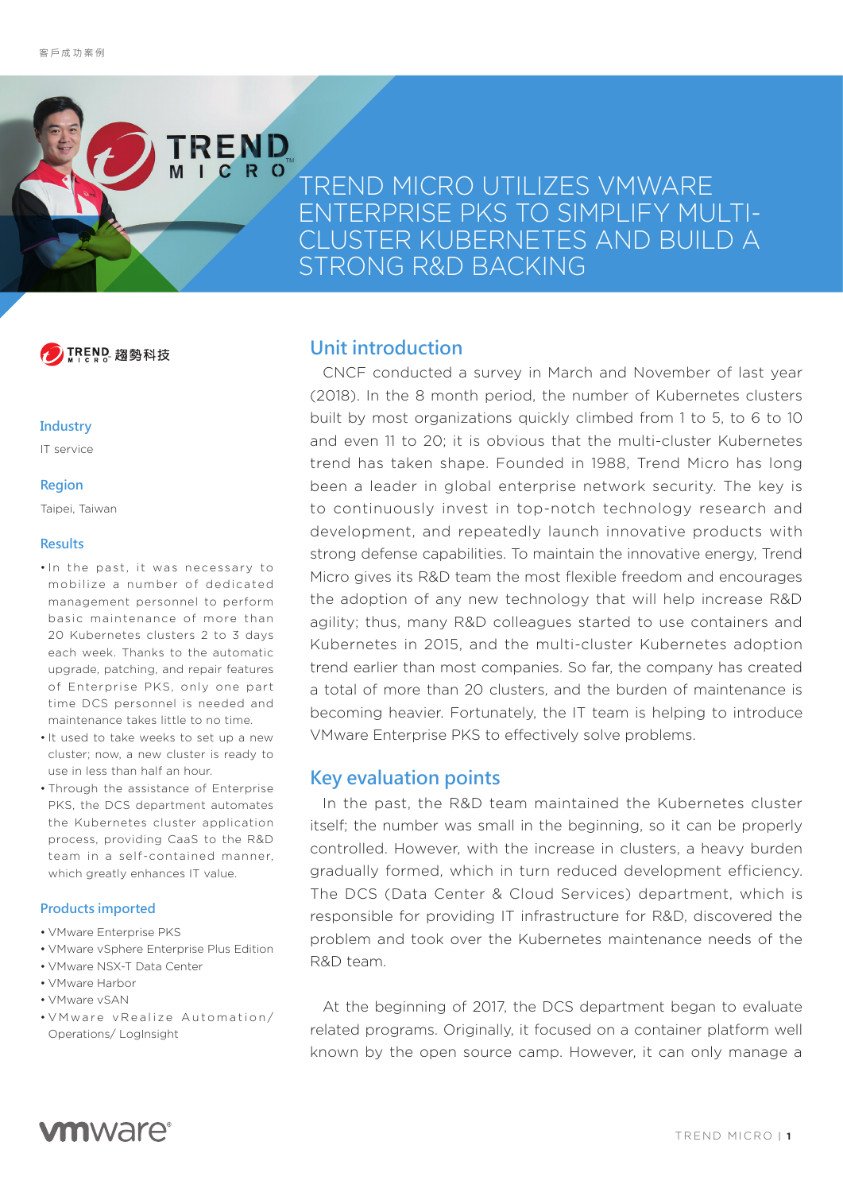客戶成功案例

# TREND MICRO UTILIZES VMWARE ENTERPRISE PKS TO SIMPLIFY MULTI-CLUSTER KUBERNETES AND BUILD A STRONG R&D BACKING

TREND 趨勢科技

**Industry**

IT service

**Region**

Taipei, Taiwan

**Results**

- In the past, it was necessary to mobilize a number of dedicated management personnel to perform basic maintenance of more than 20 Kubernetes clusters 2 to 3 days each week. Thanks to the automatic upgrade, patching, and repair features of Enterprise PKS, only one part time DCS personnel is needed and maintenance takes little to no time.
- It used to take weeks to set up a new cluster; now, a new cluster is ready to use in less than half an hour.
- Through the assistance of Enterprise PKS, the DCS department automates the Kubernetes cluster application process, providing CaaS to the R&D team in a self-contained manner, which greatly enhances IT value.

**Products imported**

- VMware Enterprise PKS
- VMware vSphere Enterprise Plus Edition
- VMware NSX-T Data Center
- VMware Harbor
- VMware vSAN
- VMware vRealize Automation/ Operations/ LogInsight

## Unit introduction

CNCF conducted a survey in March and November of last year (2018). In the 8 month period, the number of Kubernetes clusters built by most organizations quickly climbed from 1 to 5, to 6 to 10 and even 11 to 20; it is obvious that the multi-cluster Kubernetes trend has taken shape. Founded in 1988, Trend Micro has long been a leader in global enterprise network security. The key is to continuously invest in top-notch technology research and development, and repeatedly launch innovative products with strong defense capabilities. To maintain the innovative energy, Trend Micro gives its R&D team the most flexible freedom and encourages the adoption of any new technology that will help increase R&D agility; thus, many R&D colleagues started to use containers and Kubernetes in 2015, and the multi-cluster Kubernetes adoption trend earlier than most companies. So far, the company has created a total of more than 20 clusters, and the burden of maintenance is becoming heavier. Fortunately, the IT team is helping to introduce VMware Enterprise PKS to effectively solve problems.

## Key evaluation points

In the past, the R&D team maintained the Kubernetes cluster itself; the number was small in the beginning, so it can be properly controlled. However, with the increase in clusters, a heavy burden gradually formed, which in turn reduced development efficiency. The DCS (Data Center & Cloud Services) department, which is responsible for providing IT infrastructure for R&D, discovered the problem and took over the Kubernetes maintenance needs of the R&D team.

At the beginning of 2017, the DCS department began to evaluate related programs. Originally, it focused on a container platform well known by the open source camp. However, it can only manage a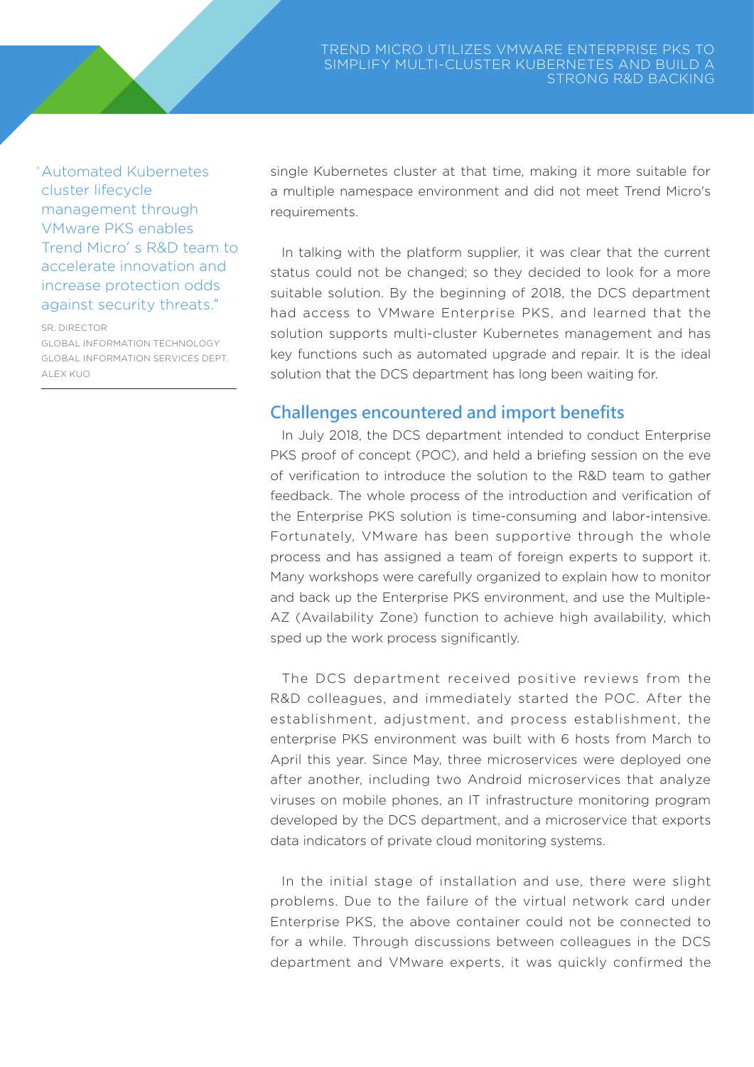> "Automated Kubernetes cluster lifecycle management through VMware PKS enables Trend Micro' s R&D team to accelerate innovation and increase protection odds against security threats."
>
> SR. DIRECTOR
> GLOBAL INFORMATION TECHNOLOGY
> GLOBAL INFORMATION SERVICES DEPT.
> ALEX KUO

single Kubernetes cluster at that time, making it more suitable for a multiple namespace environment and did not meet Trend Micro's requirements.

In talking with the platform supplier, it was clear that the current status could not be changed; so they decided to look for a more suitable solution. By the beginning of 2018, the DCS department had access to VMware Enterprise PKS, and learned that the solution supports multi-cluster Kubernetes management and has key functions such as automated upgrade and repair. It is the ideal solution that the DCS department has long been waiting for.

## Challenges encountered and import benefits

In July 2018, the DCS department intended to conduct Enterprise PKS proof of concept (POC), and held a briefing session on the eve of verification to introduce the solution to the R&D team to gather feedback. The whole process of the introduction and verification of the Enterprise PKS solution is time-consuming and labor-intensive. Fortunately, VMware has been supportive through the whole process and has assigned a team of foreign experts to support it. Many workshops were carefully organized to explain how to monitor and back up the Enterprise PKS environment, and use the Multiple-AZ (Availability Zone) function to achieve high availability, which sped up the work process significantly.

The DCS department received positive reviews from the R&D colleagues, and immediately started the POC. After the establishment, adjustment, and process establishment, the enterprise PKS environment was built with 6 hosts from March to April this year. Since May, three microservices were deployed one after another, including two Android microservices that analyze viruses on mobile phones, an IT infrastructure monitoring program developed by the DCS department, and a microservice that exports data indicators of private cloud monitoring systems.

In the initial stage of installation and use, there were slight problems. Due to the failure of the virtual network card under Enterprise PKS, the above container could not be connected to for a while. Through discussions between colleagues in the DCS department and VMware experts, it was quickly confirmed the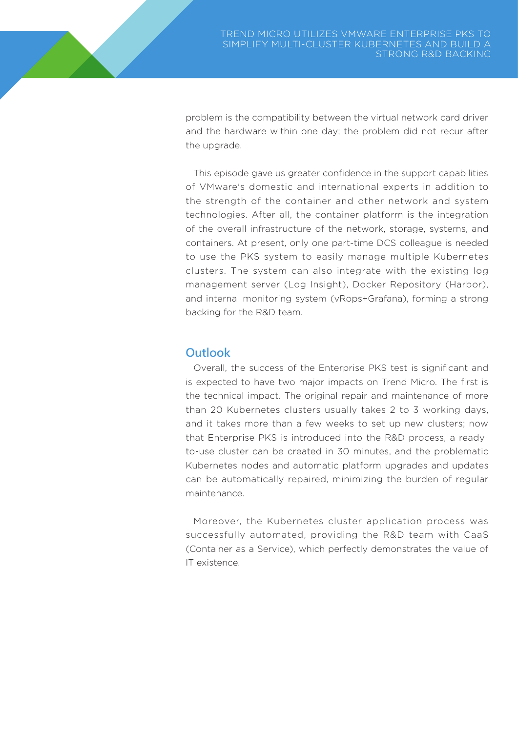problem is the compatibility between the virtual network card driver and the hardware within one day; the problem did not recur after the upgrade.

This episode gave us greater confidence in the support capabilities of VMware's domestic and international experts in addition to the strength of the container and other network and system technologies. After all, the container platform is the integration of the overall infrastructure of the network, storage, systems, and containers. At present, only one part-time DCS colleague is needed to use the PKS system to easily manage multiple Kubernetes clusters. The system can also integrate with the existing log management server (Log Insight), Docker Repository (Harbor), and internal monitoring system (vRops+Grafana), forming a strong backing for the R&D team.

## Outlook

Overall, the success of the Enterprise PKS test is significant and is expected to have two major impacts on Trend Micro. The first is the technical impact. The original repair and maintenance of more than 20 Kubernetes clusters usually takes 2 to 3 working days, and it takes more than a few weeks to set up new clusters; now that Enterprise PKS is introduced into the R&D process, a ready-to-use cluster can be created in 30 minutes, and the problematic Kubernetes nodes and automatic platform upgrades and updates can be automatically repaired, minimizing the burden of regular maintenance.

Moreover, the Kubernetes cluster application process was successfully automated, providing the R&D team with CaaS (Container as a Service), which perfectly demonstrates the value of IT existence.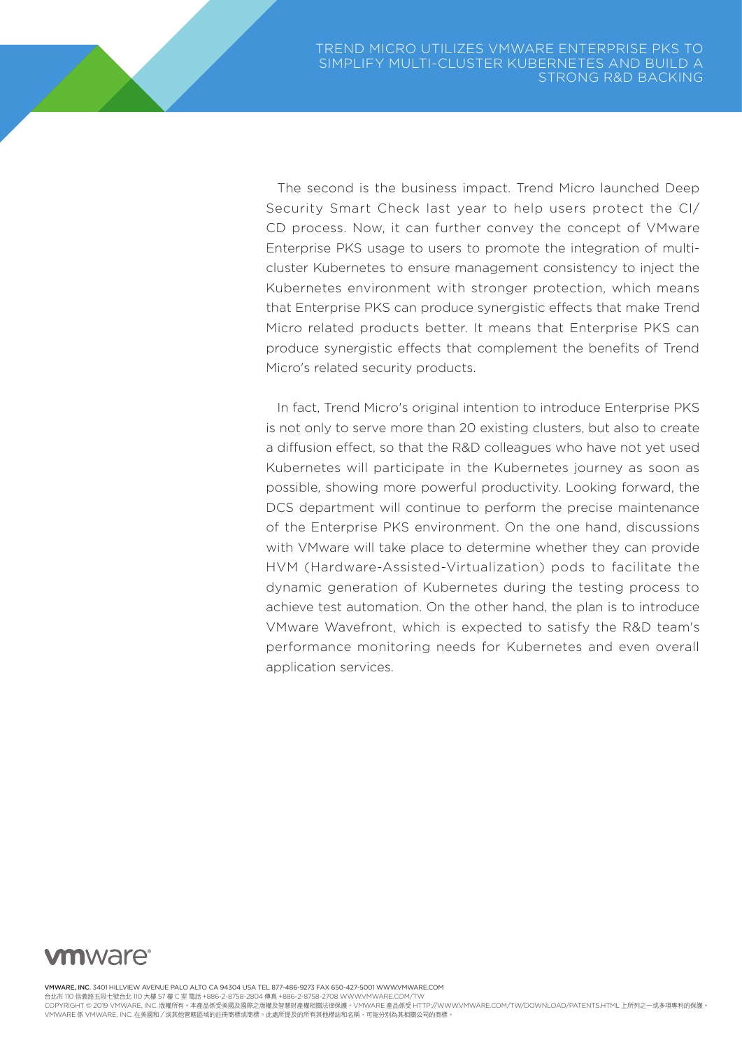The second is the business impact. Trend Micro launched Deep Security Smart Check last year to help users protect the CI/CD process. Now, it can further convey the concept of VMware Enterprise PKS usage to users to promote the integration of multi-cluster Kubernetes to ensure management consistency to inject the Kubernetes environment with stronger protection, which means that Enterprise PKS can produce synergistic effects that make Trend Micro related products better. It means that Enterprise PKS can produce synergistic effects that complement the benefits of Trend Micro's related security products.

In fact, Trend Micro's original intention to introduce Enterprise PKS is not only to serve more than 20 existing clusters, but also to create a diffusion effect, so that the R&D colleagues who have not yet used Kubernetes will participate in the Kubernetes journey as soon as possible, showing more powerful productivity. Looking forward, the DCS department will continue to perform the precise maintenance of the Enterprise PKS environment. On the one hand, discussions with VMware will take place to determine whether they can provide HVM (Hardware-Assisted-Virtualization) pods to facilitate the dynamic generation of Kubernetes during the testing process to achieve test automation. On the other hand, the plan is to introduce VMware Wavefront, which is expected to satisfy the R&D team's performance monitoring needs for Kubernetes and even overall application services.

vmware®

**VMWARE, INC.** 3401 HILLVIEW AVENUE PALO ALTO CA 94304 USA TEL 877-486-9273 FAX 650-427-5001 WWW.VMWARE.COM
台北市 110 信義路五段七號台北 110 大樓 57 樓 C 室 電話 +886-2-8758-2804 傳真 +886-2-8758-2708 WWW.VMWARE.COM/TW
COPYRIGHT © 2019 VMWARE, INC. 版權所有。本產品係受美國及國際之版權及智慧財產權相關法律保護。VMWARE 產品係受 HTTP://WWW.VMWARE.COM/TW/DOWNLOAD/PATENTS.HTML 上所列之一或多項專利的保護。
VMWARE 係 VMWARE, INC. 在美國和 / 或其他管轄區域的註冊商標或商標。此處所提及的所有其他標誌和名稱，可能分別為其相關公司的商標。